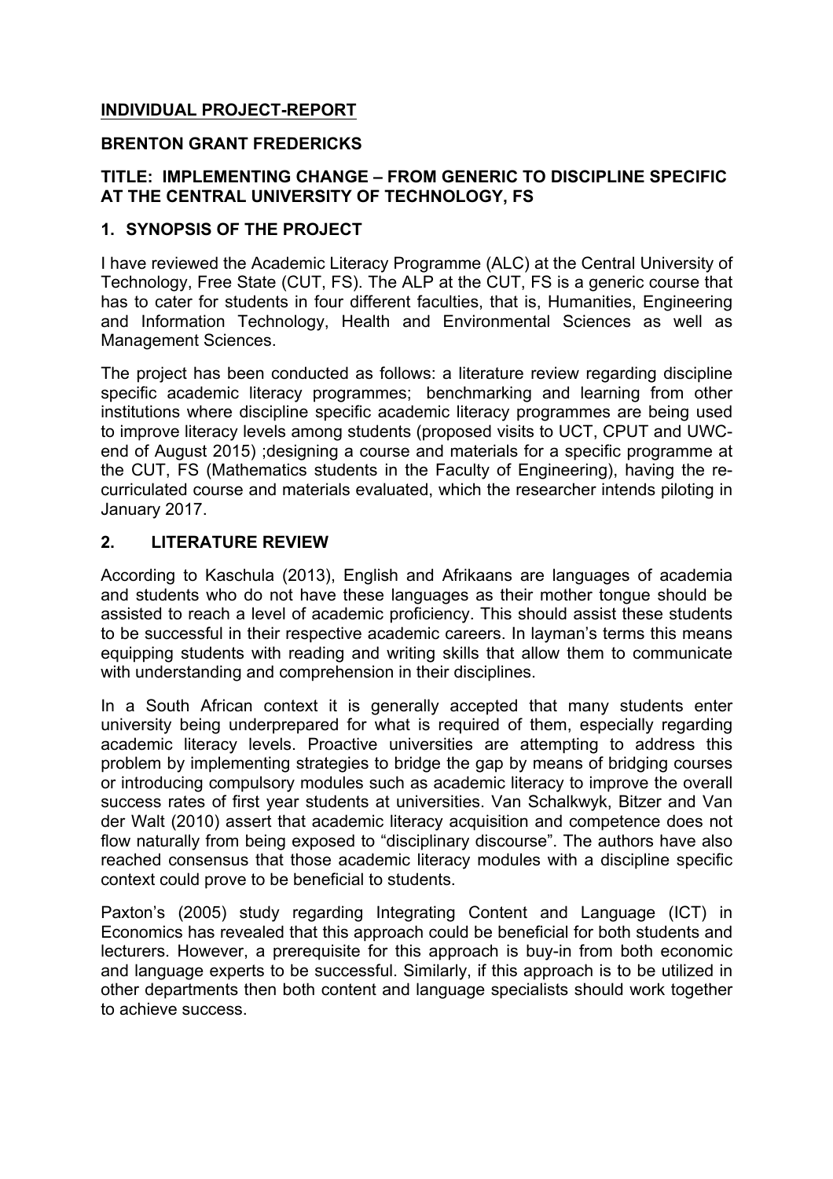**INDIVIDUAL PROJECT-REPORT**

**BRENTON GRANT FREDERICKS**

**TITLE: IMPLEMENTING CHANGE – FROM GENERIC TO DISCIPLINE SPECIFIC AT THE CENTRAL UNIVERSITY OF TECHNOLOGY, FS**

## 1. SYNOPSIS OF THE PROJECT

I have reviewed the Academic Literacy Programme (ALC) at the Central University of Technology, Free State (CUT, FS). The ALP at the CUT, FS is a generic course that has to cater for students in four different faculties, that is, Humanities, Engineering and Information Technology, Health and Environmental Sciences as well as Management Sciences.

The project has been conducted as follows: a literature review regarding discipline specific academic literacy programmes; benchmarking and learning from other institutions where discipline specific academic literacy programmes are being used to improve literacy levels among students (proposed visits to UCT, CPUT and UWC-end of August 2015) ;designing a course and materials for a specific programme at the CUT, FS (Mathematics students in the Faculty of Engineering), having the re-curriculated course and materials evaluated, which the researcher intends piloting in January 2017.

## 2. LITERATURE REVIEW

According to Kaschula (2013), English and Afrikaans are languages of academia and students who do not have these languages as their mother tongue should be assisted to reach a level of academic proficiency. This should assist these students to be successful in their respective academic careers. In layman's terms this means equipping students with reading and writing skills that allow them to communicate with understanding and comprehension in their disciplines.

In a South African context it is generally accepted that many students enter university being underprepared for what is required of them, especially regarding academic literacy levels. Proactive universities are attempting to address this problem by implementing strategies to bridge the gap by means of bridging courses or introducing compulsory modules such as academic literacy to improve the overall success rates of first year students at universities. Van Schalkwyk, Bitzer and Van der Walt (2010) assert that academic literacy acquisition and competence does not flow naturally from being exposed to "disciplinary discourse". The authors have also reached consensus that those academic literacy modules with a discipline specific context could prove to be beneficial to students.

Paxton's (2005) study regarding Integrating Content and Language (ICT) in Economics has revealed that this approach could be beneficial for both students and lecturers. However, a prerequisite for this approach is buy-in from both economic and language experts to be successful. Similarly, if this approach is to be utilized in other departments then both content and language specialists should work together to achieve success.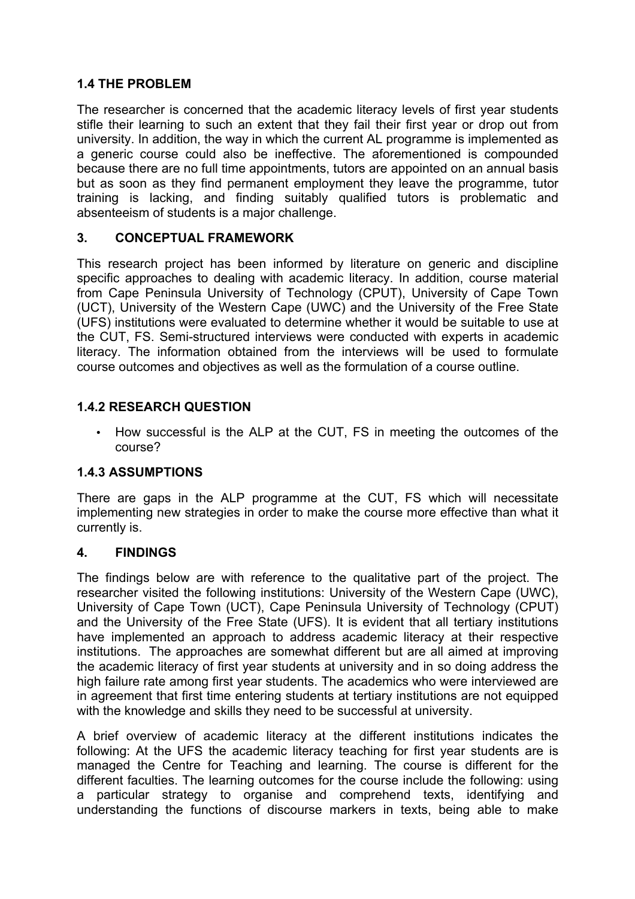### 1.4 THE PROBLEM

The researcher is concerned that the academic literacy levels of first year students stifle their learning to such an extent that they fail their first year or drop out from university. In addition, the way in which the current AL programme is implemented as a generic course could also be ineffective. The aforementioned is compounded because there are no full time appointments, tutors are appointed on an annual basis but as soon as they find permanent employment they leave the programme, tutor training is lacking, and finding suitably qualified tutors is problematic and absenteeism of students is a major challenge.

### 3. CONCEPTUAL FRAMEWORK

This research project has been informed by literature on generic and discipline specific approaches to dealing with academic literacy. In addition, course material from Cape Peninsula University of Technology (CPUT), University of Cape Town (UCT), University of the Western Cape (UWC) and the University of the Free State (UFS) institutions were evaluated to determine whether it would be suitable to use at the CUT, FS. Semi-structured interviews were conducted with experts in academic literacy. The information obtained from the interviews will be used to formulate course outcomes and objectives as well as the formulation of a course outline.

### 1.4.2 RESEARCH QUESTION

- How successful is the ALP at the CUT, FS in meeting the outcomes of the course?

### 1.4.3 ASSUMPTIONS

There are gaps in the ALP programme at the CUT, FS which will necessitate implementing new strategies in order to make the course more effective than what it currently is.

### 4. FINDINGS

The findings below are with reference to the qualitative part of the project. The researcher visited the following institutions: University of the Western Cape (UWC), University of Cape Town (UCT), Cape Peninsula University of Technology (CPUT) and the University of the Free State (UFS). It is evident that all tertiary institutions have implemented an approach to address academic literacy at their respective institutions. The approaches are somewhat different but are all aimed at improving the academic literacy of first year students at university and in so doing address the high failure rate among first year students. The academics who were interviewed are in agreement that first time entering students at tertiary institutions are not equipped with the knowledge and skills they need to be successful at university.

A brief overview of academic literacy at the different institutions indicates the following: At the UFS the academic literacy teaching for first year students are is managed the Centre for Teaching and learning. The course is different for the different faculties. The learning outcomes for the course include the following: using a particular strategy to organise and comprehend texts, identifying and understanding the functions of discourse markers in texts, being able to make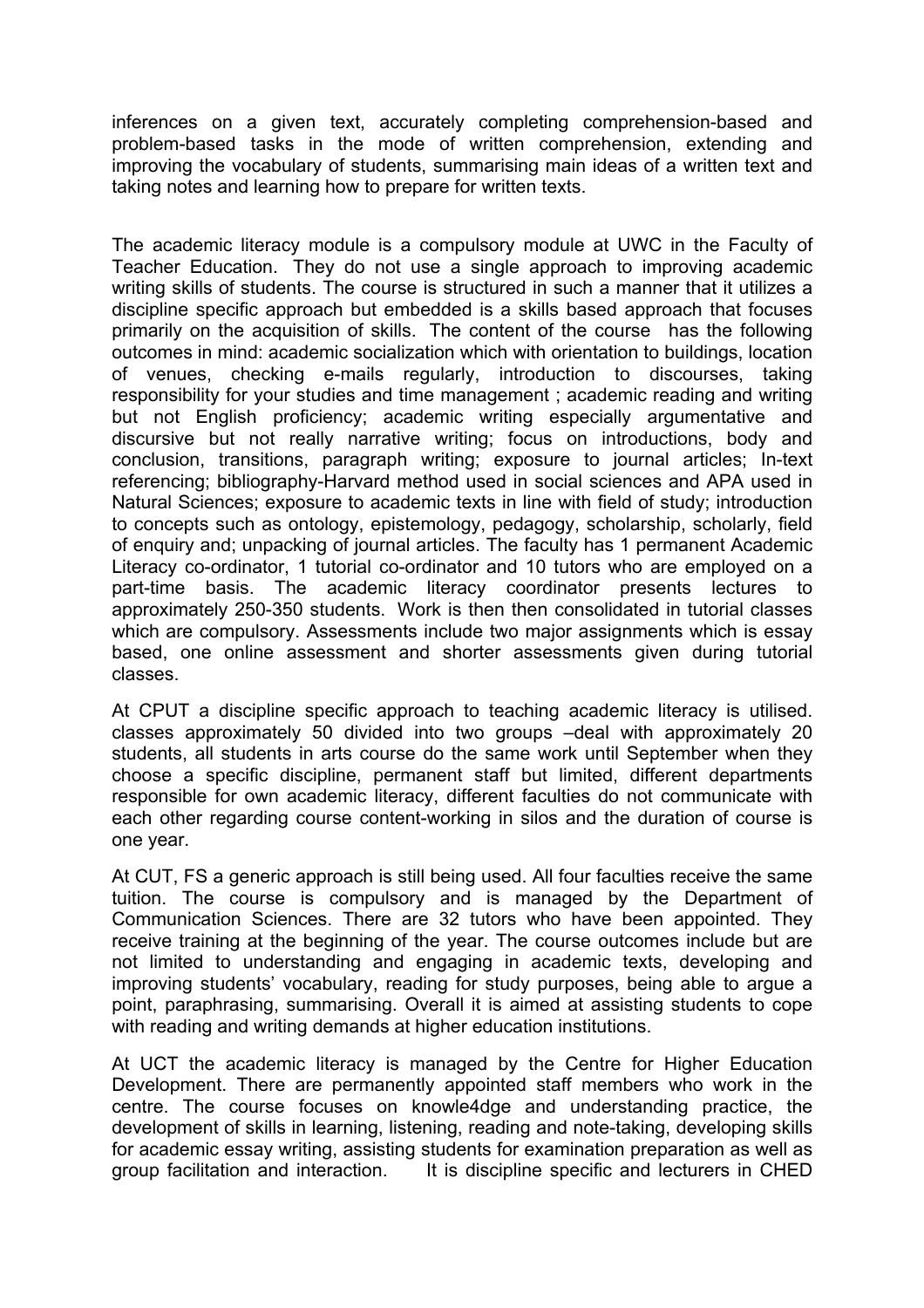inferences on a given text, accurately completing comprehension-based and problem-based tasks in the mode of written comprehension, extending and improving the vocabulary of students, summarising main ideas of a written text and taking notes and learning how to prepare for written texts.

The academic literacy module is a compulsory module at UWC in the Faculty of Teacher Education. They do not use a single approach to improving academic writing skills of students. The course is structured in such a manner that it utilizes a discipline specific approach but embedded is a skills based approach that focuses primarily on the acquisition of skills. The content of the course has the following outcomes in mind: academic socialization which with orientation to buildings, location of venues, checking e-mails regularly, introduction to discourses, taking responsibility for your studies and time management ; academic reading and writing but not English proficiency; academic writing especially argumentative and discursive but not really narrative writing; focus on introductions, body and conclusion, transitions, paragraph writing; exposure to journal articles; In-text referencing; bibliography-Harvard method used in social sciences and APA used in Natural Sciences; exposure to academic texts in line with field of study; introduction to concepts such as ontology, epistemology, pedagogy, scholarship, scholarly, field of enquiry and; unpacking of journal articles. The faculty has 1 permanent Academic Literacy co-ordinator, 1 tutorial co-ordinator and 10 tutors who are employed on a part-time basis. The academic literacy coordinator presents lectures to approximately 250-350 students. Work is then then consolidated in tutorial classes which are compulsory. Assessments include two major assignments which is essay based, one online assessment and shorter assessments given during tutorial classes.

At CPUT a discipline specific approach to teaching academic literacy is utilised. classes approximately 50 divided into two groups –deal with approximately 20 students, all students in arts course do the same work until September when they choose a specific discipline, permanent staff but limited, different departments responsible for own academic literacy, different faculties do not communicate with each other regarding course content-working in silos and the duration of course is one year.

At CUT, FS a generic approach is still being used. All four faculties receive the same tuition. The course is compulsory and is managed by the Department of Communication Sciences. There are 32 tutors who have been appointed. They receive training at the beginning of the year. The course outcomes include but are not limited to understanding and engaging in academic texts, developing and improving students' vocabulary, reading for study purposes, being able to argue a point, paraphrasing, summarising. Overall it is aimed at assisting students to cope with reading and writing demands at higher education institutions.

At UCT the academic literacy is managed by the Centre for Higher Education Development. There are permanently appointed staff members who work in the centre. The course focuses on knowle4dge and understanding practice, the development of skills in learning, listening, reading and note-taking, developing skills for academic essay writing, assisting students for examination preparation as well as group facilitation and interaction. It is discipline specific and lecturers in CHED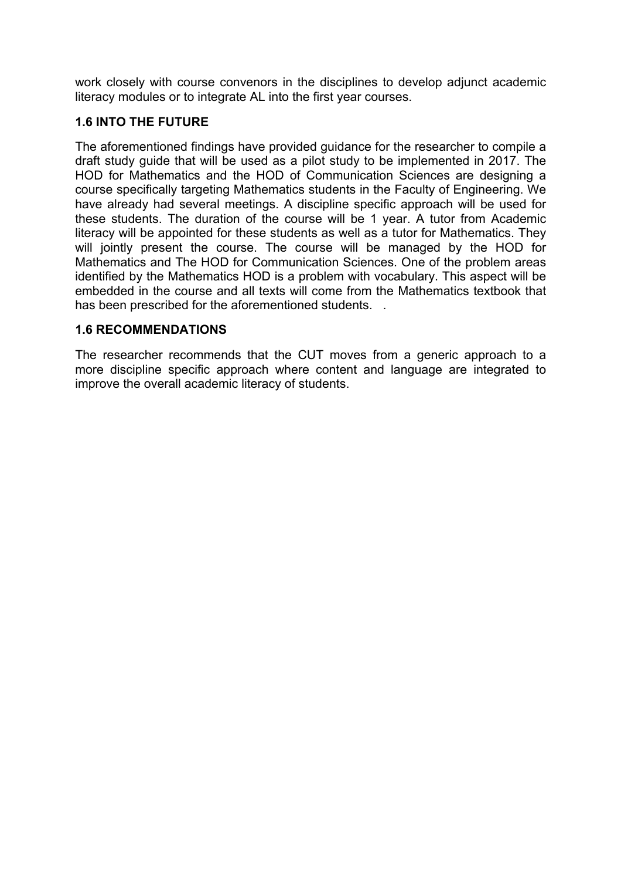work closely with course convenors in the disciplines to develop adjunct academic literacy modules or to integrate AL into the first year courses.

### 1.6 INTO THE FUTURE

The aforementioned findings have provided guidance for the researcher to compile a draft study guide that will be used as a pilot study to be implemented in 2017. The HOD for Mathematics and the HOD of Communication Sciences are designing a course specifically targeting Mathematics students in the Faculty of Engineering. We have already had several meetings. A discipline specific approach will be used for these students. The duration of the course will be 1 year. A tutor from Academic literacy will be appointed for these students as well as a tutor for Mathematics. They will jointly present the course. The course will be managed by the HOD for Mathematics and The HOD for Communication Sciences. One of the problem areas identified by the Mathematics HOD is a problem with vocabulary. This aspect will be embedded in the course and all texts will come from the Mathematics textbook that has been prescribed for the aforementioned students.   .

### 1.6 RECOMMENDATIONS

The researcher recommends that the CUT moves from a generic approach to a more discipline specific approach where content and language are integrated to improve the overall academic literacy of students.